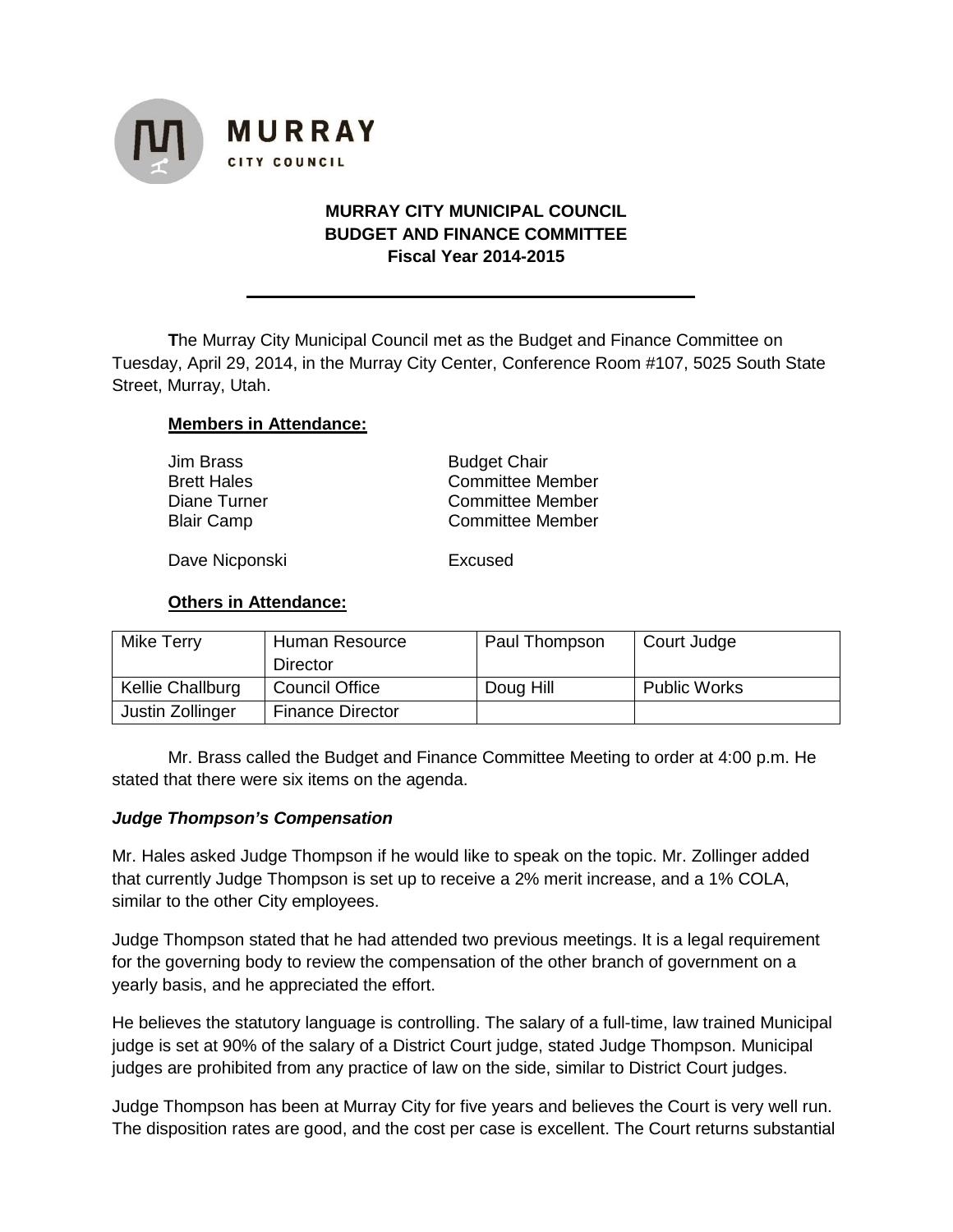**MURRAY**
CITY COUNCIL

# MURRAY CITY MUNICIPAL COUNCIL
## BUDGET AND FINANCE COMMITTEE
### Fiscal Year 2014-2015

---

**T**he Murray City Municipal Council met as the Budget and Finance Committee on Tuesday, April 29, 2014, in the Murray City Center, Conference Room #107, 5025 South State Street, Murray, Utah.

**Members in Attendance:**

| | |
|---|---|
| Jim Brass | Budget Chair |
| Brett Hales | Committee Member |
| Diane Turner | Committee Member |
| Blair Camp | Committee Member |
| Dave Nicponski | Excused |

**Others in Attendance:**

| | | | |
|---|---|---|---|
| Mike Terry | Human Resource Director | Paul Thompson | Court Judge |
| Kellie Challburg | Council Office | Doug Hill | Public Works |
| Justin Zollinger | Finance Director | | |

Mr. Brass called the Budget and Finance Committee Meeting to order at 4:00 p.m. He stated that there were six items on the agenda.

***Judge Thompson's Compensation***

Mr. Hales asked Judge Thompson if he would like to speak on the topic. Mr. Zollinger added that currently Judge Thompson is set up to receive a 2% merit increase, and a 1% COLA, similar to the other City employees.

Judge Thompson stated that he had attended two previous meetings. It is a legal requirement for the governing body to review the compensation of the other branch of government on a yearly basis, and he appreciated the effort.

He believes the statutory language is controlling. The salary of a full-time, law trained Municipal judge is set at 90% of the salary of a District Court judge, stated Judge Thompson. Municipal judges are prohibited from any practice of law on the side, similar to District Court judges.

Judge Thompson has been at Murray City for five years and believes the Court is very well run. The disposition rates are good, and the cost per case is excellent. The Court returns substantial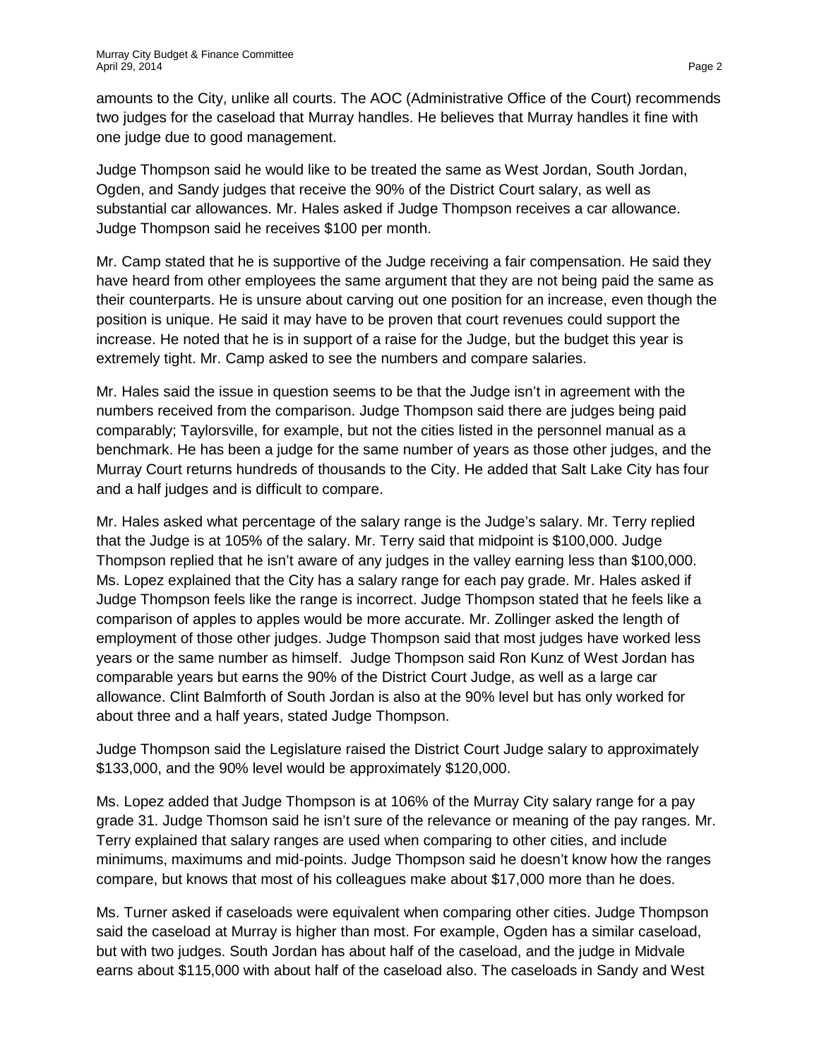amounts to the City, unlike all courts. The AOC (Administrative Office of the Court) recommends two judges for the caseload that Murray handles. He believes that Murray handles it fine with one judge due to good management.

Judge Thompson said he would like to be treated the same as West Jordan, South Jordan, Ogden, and Sandy judges that receive the 90% of the District Court salary, as well as substantial car allowances. Mr. Hales asked if Judge Thompson receives a car allowance. Judge Thompson said he receives $100 per month.

Mr. Camp stated that he is supportive of the Judge receiving a fair compensation. He said they have heard from other employees the same argument that they are not being paid the same as their counterparts. He is unsure about carving out one position for an increase, even though the position is unique. He said it may have to be proven that court revenues could support the increase. He noted that he is in support of a raise for the Judge, but the budget this year is extremely tight. Mr. Camp asked to see the numbers and compare salaries.

Mr. Hales said the issue in question seems to be that the Judge isn't in agreement with the numbers received from the comparison. Judge Thompson said there are judges being paid comparably; Taylorsville, for example, but not the cities listed in the personnel manual as a benchmark. He has been a judge for the same number of years as those other judges, and the Murray Court returns hundreds of thousands to the City. He added that Salt Lake City has four and a half judges and is difficult to compare.

Mr. Hales asked what percentage of the salary range is the Judge's salary. Mr. Terry replied that the Judge is at 105% of the salary. Mr. Terry said that midpoint is $100,000. Judge Thompson replied that he isn't aware of any judges in the valley earning less than $100,000. Ms. Lopez explained that the City has a salary range for each pay grade. Mr. Hales asked if Judge Thompson feels like the range is incorrect. Judge Thompson stated that he feels like a comparison of apples to apples would be more accurate. Mr. Zollinger asked the length of employment of those other judges. Judge Thompson said that most judges have worked less years or the same number as himself. Judge Thompson said Ron Kunz of West Jordan has comparable years but earns the 90% of the District Court Judge, as well as a large car allowance. Clint Balmforth of South Jordan is also at the 90% level but has only worked for about three and a half years, stated Judge Thompson.

Judge Thompson said the Legislature raised the District Court Judge salary to approximately $133,000, and the 90% level would be approximately $120,000.

Ms. Lopez added that Judge Thompson is at 106% of the Murray City salary range for a pay grade 31. Judge Thomson said he isn't sure of the relevance or meaning of the pay ranges. Mr. Terry explained that salary ranges are used when comparing to other cities, and include minimums, maximums and mid-points. Judge Thompson said he doesn't know how the ranges compare, but knows that most of his colleagues make about $17,000 more than he does.

Ms. Turner asked if caseloads were equivalent when comparing other cities. Judge Thompson said the caseload at Murray is higher than most. For example, Ogden has a similar caseload, but with two judges. South Jordan has about half of the caseload, and the judge in Midvale earns about $115,000 with about half of the caseload also. The caseloads in Sandy and West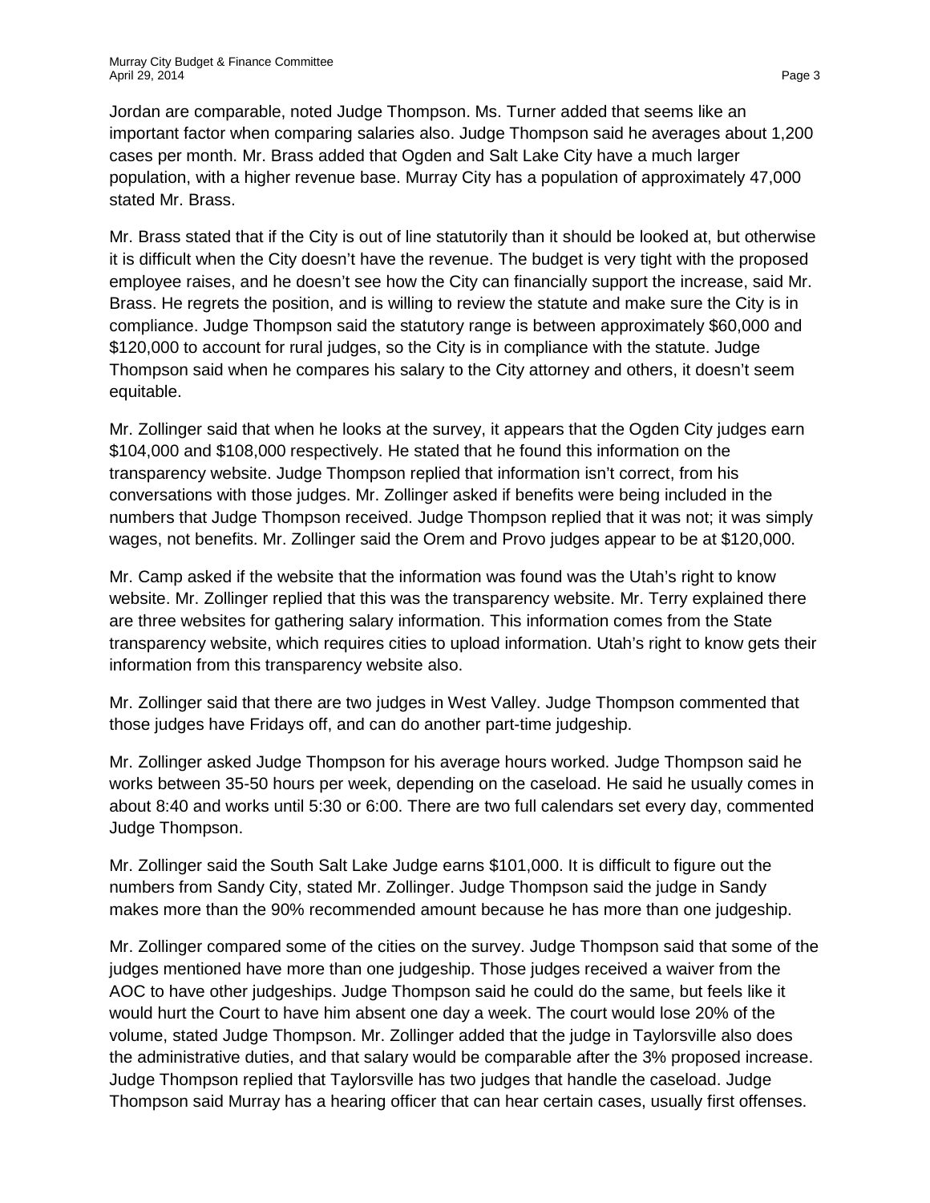Jordan are comparable, noted Judge Thompson. Ms. Turner added that seems like an important factor when comparing salaries also. Judge Thompson said he averages about 1,200 cases per month. Mr. Brass added that Ogden and Salt Lake City have a much larger population, with a higher revenue base. Murray City has a population of approximately 47,000 stated Mr. Brass.

Mr. Brass stated that if the City is out of line statutorily than it should be looked at, but otherwise it is difficult when the City doesn't have the revenue. The budget is very tight with the proposed employee raises, and he doesn't see how the City can financially support the increase, said Mr. Brass. He regrets the position, and is willing to review the statute and make sure the City is in compliance. Judge Thompson said the statutory range is between approximately $60,000 and $120,000 to account for rural judges, so the City is in compliance with the statute. Judge Thompson said when he compares his salary to the City attorney and others, it doesn't seem equitable.

Mr. Zollinger said that when he looks at the survey, it appears that the Ogden City judges earn $104,000 and $108,000 respectively. He stated that he found this information on the transparency website. Judge Thompson replied that information isn't correct, from his conversations with those judges. Mr. Zollinger asked if benefits were being included in the numbers that Judge Thompson received. Judge Thompson replied that it was not; it was simply wages, not benefits. Mr. Zollinger said the Orem and Provo judges appear to be at $120,000.

Mr. Camp asked if the website that the information was found was the Utah's right to know website. Mr. Zollinger replied that this was the transparency website. Mr. Terry explained there are three websites for gathering salary information. This information comes from the State transparency website, which requires cities to upload information. Utah's right to know gets their information from this transparency website also.

Mr. Zollinger said that there are two judges in West Valley. Judge Thompson commented that those judges have Fridays off, and can do another part-time judgeship.

Mr. Zollinger asked Judge Thompson for his average hours worked. Judge Thompson said he works between 35-50 hours per week, depending on the caseload. He said he usually comes in about 8:40 and works until 5:30 or 6:00. There are two full calendars set every day, commented Judge Thompson.

Mr. Zollinger said the South Salt Lake Judge earns $101,000. It is difficult to figure out the numbers from Sandy City, stated Mr. Zollinger. Judge Thompson said the judge in Sandy makes more than the 90% recommended amount because he has more than one judgeship.

Mr. Zollinger compared some of the cities on the survey. Judge Thompson said that some of the judges mentioned have more than one judgeship. Those judges received a waiver from the AOC to have other judgeships. Judge Thompson said he could do the same, but feels like it would hurt the Court to have him absent one day a week. The court would lose 20% of the volume, stated Judge Thompson. Mr. Zollinger added that the judge in Taylorsville also does the administrative duties, and that salary would be comparable after the 3% proposed increase. Judge Thompson replied that Taylorsville has two judges that handle the caseload. Judge Thompson said Murray has a hearing officer that can hear certain cases, usually first offenses.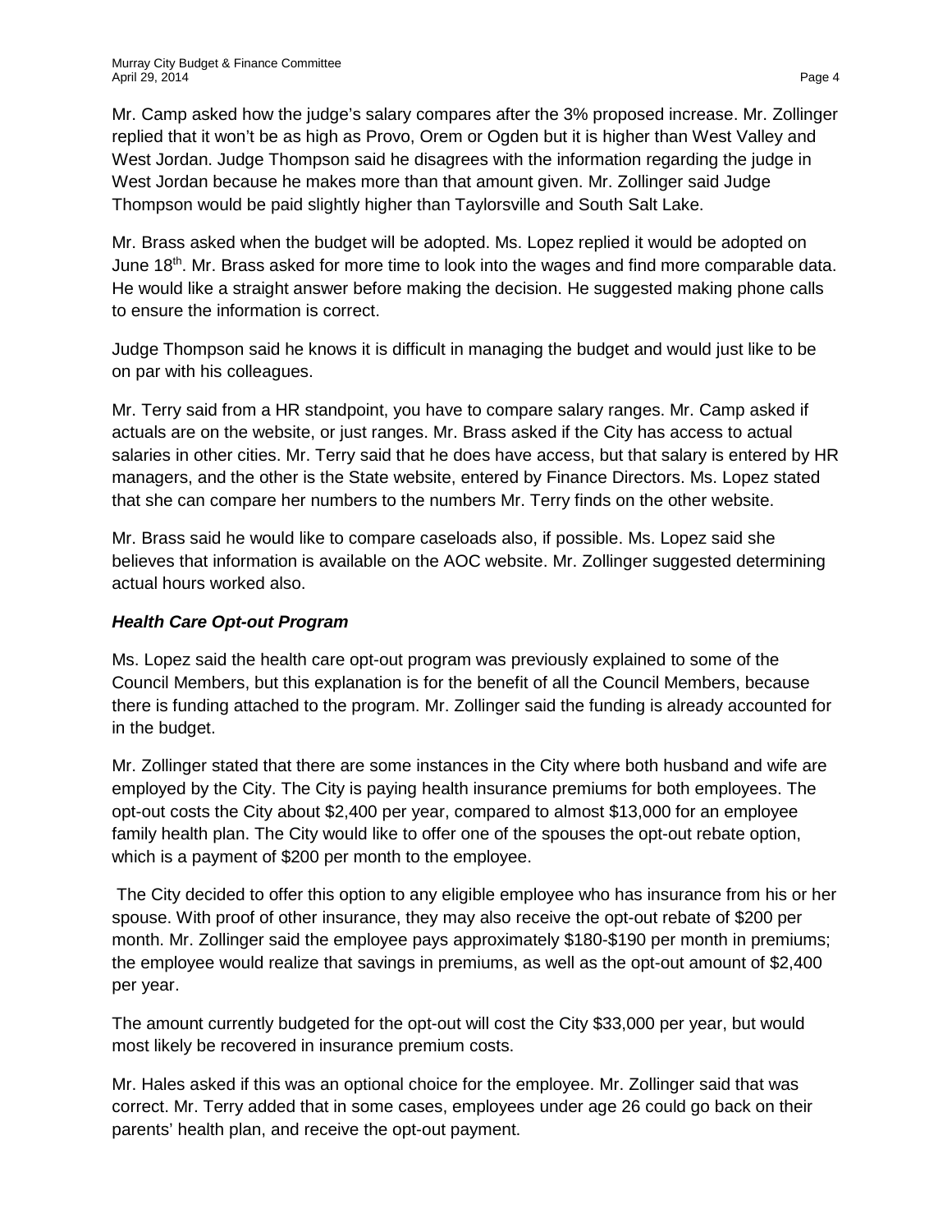Mr. Camp asked how the judge's salary compares after the 3% proposed increase. Mr. Zollinger replied that it won't be as high as Provo, Orem or Ogden but it is higher than West Valley and West Jordan. Judge Thompson said he disagrees with the information regarding the judge in West Jordan because he makes more than that amount given. Mr. Zollinger said Judge Thompson would be paid slightly higher than Taylorsville and South Salt Lake.

Mr. Brass asked when the budget will be adopted. Ms. Lopez replied it would be adopted on June 18th. Mr. Brass asked for more time to look into the wages and find more comparable data. He would like a straight answer before making the decision. He suggested making phone calls to ensure the information is correct.

Judge Thompson said he knows it is difficult in managing the budget and would just like to be on par with his colleagues.

Mr. Terry said from a HR standpoint, you have to compare salary ranges. Mr. Camp asked if actuals are on the website, or just ranges. Mr. Brass asked if the City has access to actual salaries in other cities. Mr. Terry said that he does have access, but that salary is entered by HR managers, and the other is the State website, entered by Finance Directors. Ms. Lopez stated that she can compare her numbers to the numbers Mr. Terry finds on the other website.

Mr. Brass said he would like to compare caseloads also, if possible. Ms. Lopez said she believes that information is available on the AOC website. Mr. Zollinger suggested determining actual hours worked also.

***Health Care Opt-out Program***

Ms. Lopez said the health care opt-out program was previously explained to some of the Council Members, but this explanation is for the benefit of all the Council Members, because there is funding attached to the program. Mr. Zollinger said the funding is already accounted for in the budget.

Mr. Zollinger stated that there are some instances in the City where both husband and wife are employed by the City. The City is paying health insurance premiums for both employees. The opt-out costs the City about $2,400 per year, compared to almost $13,000 for an employee family health plan. The City would like to offer one of the spouses the opt-out rebate option, which is a payment of $200 per month to the employee.

The City decided to offer this option to any eligible employee who has insurance from his or her spouse. With proof of other insurance, they may also receive the opt-out rebate of $200 per month. Mr. Zollinger said the employee pays approximately $180-$190 per month in premiums; the employee would realize that savings in premiums, as well as the opt-out amount of $2,400 per year.

The amount currently budgeted for the opt-out will cost the City $33,000 per year, but would most likely be recovered in insurance premium costs.

Mr. Hales asked if this was an optional choice for the employee. Mr. Zollinger said that was correct. Mr. Terry added that in some cases, employees under age 26 could go back on their parents' health plan, and receive the opt-out payment.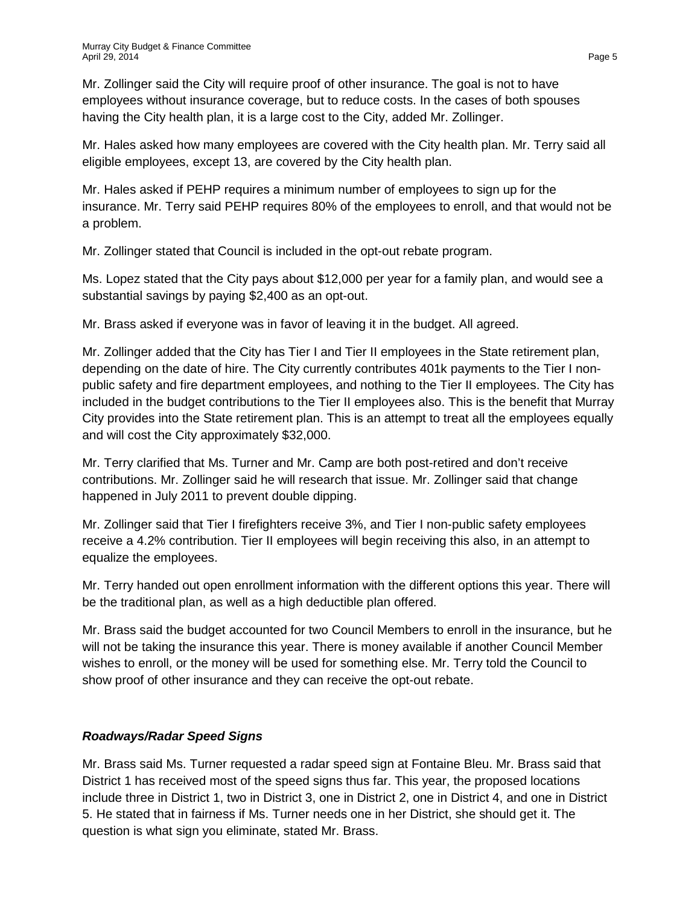Mr. Zollinger said the City will require proof of other insurance. The goal is not to have employees without insurance coverage, but to reduce costs. In the cases of both spouses having the City health plan, it is a large cost to the City, added Mr. Zollinger.

Mr. Hales asked how many employees are covered with the City health plan. Mr. Terry said all eligible employees, except 13, are covered by the City health plan.

Mr. Hales asked if PEHP requires a minimum number of employees to sign up for the insurance. Mr. Terry said PEHP requires 80% of the employees to enroll, and that would not be a problem.

Mr. Zollinger stated that Council is included in the opt-out rebate program.

Ms. Lopez stated that the City pays about $12,000 per year for a family plan, and would see a substantial savings by paying $2,400 as an opt-out.

Mr. Brass asked if everyone was in favor of leaving it in the budget. All agreed.

Mr. Zollinger added that the City has Tier I and Tier II employees in the State retirement plan, depending on the date of hire. The City currently contributes 401k payments to the Tier I non-public safety and fire department employees, and nothing to the Tier II employees. The City has included in the budget contributions to the Tier II employees also. This is the benefit that Murray City provides into the State retirement plan. This is an attempt to treat all the employees equally and will cost the City approximately $32,000.

Mr. Terry clarified that Ms. Turner and Mr. Camp are both post-retired and don't receive contributions. Mr. Zollinger said he will research that issue. Mr. Zollinger said that change happened in July 2011 to prevent double dipping.

Mr. Zollinger said that Tier I firefighters receive 3%, and Tier I non-public safety employees receive a 4.2% contribution. Tier II employees will begin receiving this also, in an attempt to equalize the employees.

Mr. Terry handed out open enrollment information with the different options this year. There will be the traditional plan, as well as a high deductible plan offered.

Mr. Brass said the budget accounted for two Council Members to enroll in the insurance, but he will not be taking the insurance this year. There is money available if another Council Member wishes to enroll, or the money will be used for something else. Mr. Terry told the Council to show proof of other insurance and they can receive the opt-out rebate.

***Roadways/Radar Speed Signs***

Mr. Brass said Ms. Turner requested a radar speed sign at Fontaine Bleu. Mr. Brass said that District 1 has received most of the speed signs thus far. This year, the proposed locations include three in District 1, two in District 3, one in District 2, one in District 4, and one in District 5. He stated that in fairness if Ms. Turner needs one in her District, she should get it. The question is what sign you eliminate, stated Mr. Brass.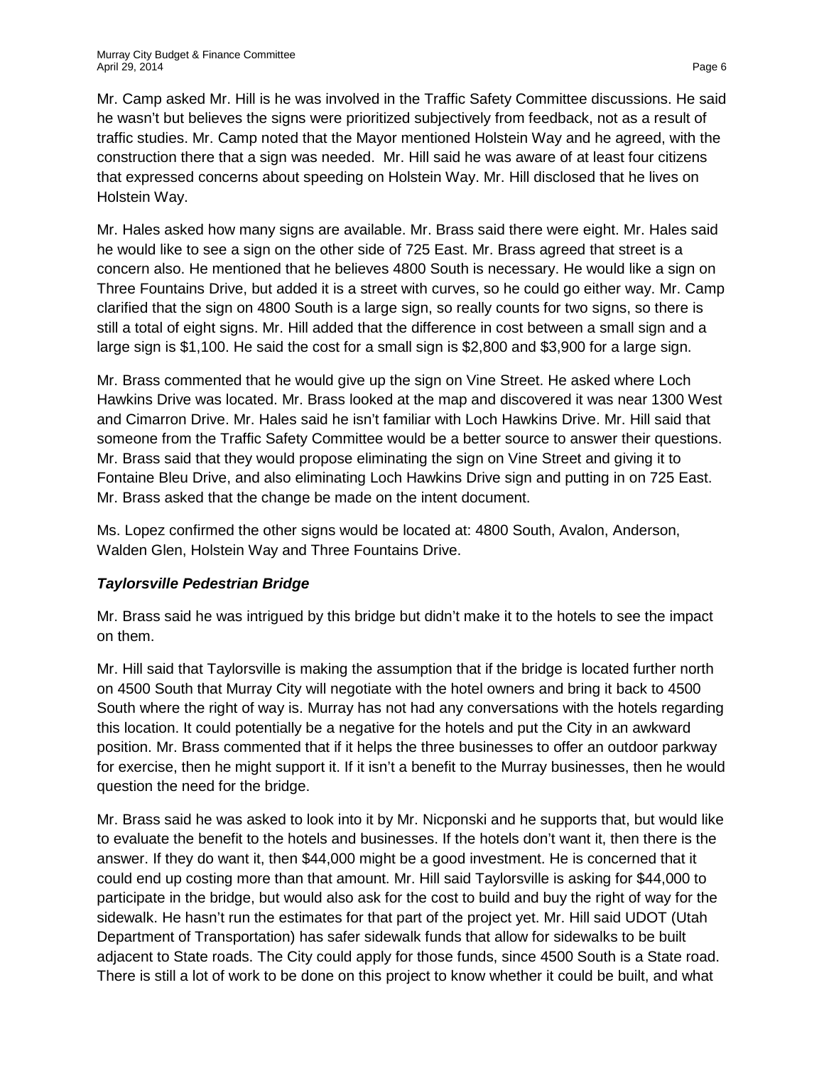Mr. Camp asked Mr. Hill is he was involved in the Traffic Safety Committee discussions. He said he wasn't but believes the signs were prioritized subjectively from feedback, not as a result of traffic studies. Mr. Camp noted that the Mayor mentioned Holstein Way and he agreed, with the construction there that a sign was needed. Mr. Hill said he was aware of at least four citizens that expressed concerns about speeding on Holstein Way. Mr. Hill disclosed that he lives on Holstein Way.

Mr. Hales asked how many signs are available. Mr. Brass said there were eight. Mr. Hales said he would like to see a sign on the other side of 725 East. Mr. Brass agreed that street is a concern also. He mentioned that he believes 4800 South is necessary. He would like a sign on Three Fountains Drive, but added it is a street with curves, so he could go either way. Mr. Camp clarified that the sign on 4800 South is a large sign, so really counts for two signs, so there is still a total of eight signs. Mr. Hill added that the difference in cost between a small sign and a large sign is $1,100. He said the cost for a small sign is $2,800 and $3,900 for a large sign.

Mr. Brass commented that he would give up the sign on Vine Street. He asked where Loch Hawkins Drive was located. Mr. Brass looked at the map and discovered it was near 1300 West and Cimarron Drive. Mr. Hales said he isn't familiar with Loch Hawkins Drive. Mr. Hill said that someone from the Traffic Safety Committee would be a better source to answer their questions. Mr. Brass said that they would propose eliminating the sign on Vine Street and giving it to Fontaine Bleu Drive, and also eliminating Loch Hawkins Drive sign and putting in on 725 East. Mr. Brass asked that the change be made on the intent document.

Ms. Lopez confirmed the other signs would be located at: 4800 South, Avalon, Anderson, Walden Glen, Holstein Way and Three Fountains Drive.

***Taylorsville Pedestrian Bridge***

Mr. Brass said he was intrigued by this bridge but didn't make it to the hotels to see the impact on them.

Mr. Hill said that Taylorsville is making the assumption that if the bridge is located further north on 4500 South that Murray City will negotiate with the hotel owners and bring it back to 4500 South where the right of way is. Murray has not had any conversations with the hotels regarding this location. It could potentially be a negative for the hotels and put the City in an awkward position. Mr. Brass commented that if it helps the three businesses to offer an outdoor parkway for exercise, then he might support it. If it isn't a benefit to the Murray businesses, then he would question the need for the bridge.

Mr. Brass said he was asked to look into it by Mr. Nicponski and he supports that, but would like to evaluate the benefit to the hotels and businesses. If the hotels don't want it, then there is the answer. If they do want it, then $44,000 might be a good investment. He is concerned that it could end up costing more than that amount. Mr. Hill said Taylorsville is asking for $44,000 to participate in the bridge, but would also ask for the cost to build and buy the right of way for the sidewalk. He hasn't run the estimates for that part of the project yet. Mr. Hill said UDOT (Utah Department of Transportation) has safer sidewalk funds that allow for sidewalks to be built adjacent to State roads. The City could apply for those funds, since 4500 South is a State road. There is still a lot of work to be done on this project to know whether it could be built, and what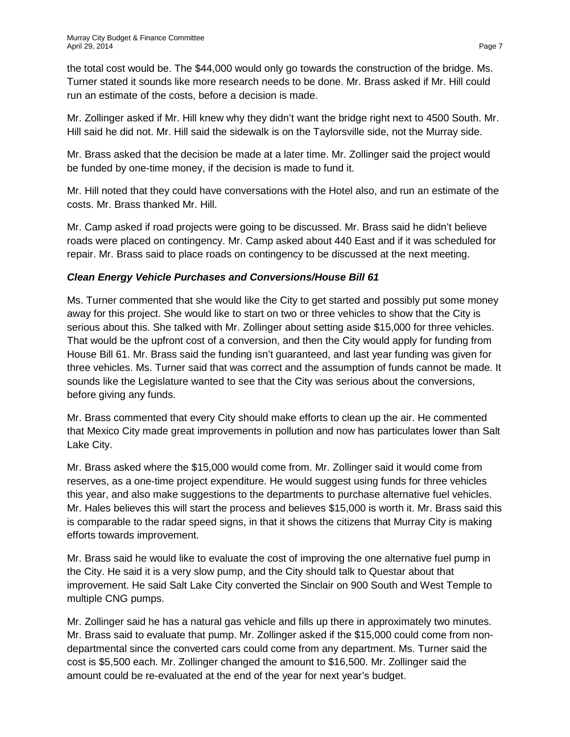the total cost would be. The $44,000 would only go towards the construction of the bridge. Ms. Turner stated it sounds like more research needs to be done. Mr. Brass asked if Mr. Hill could run an estimate of the costs, before a decision is made.

Mr. Zollinger asked if Mr. Hill knew why they didn't want the bridge right next to 4500 South. Mr. Hill said he did not. Mr. Hill said the sidewalk is on the Taylorsville side, not the Murray side.

Mr. Brass asked that the decision be made at a later time. Mr. Zollinger said the project would be funded by one-time money, if the decision is made to fund it.

Mr. Hill noted that they could have conversations with the Hotel also, and run an estimate of the costs. Mr. Brass thanked Mr. Hill.

Mr. Camp asked if road projects were going to be discussed. Mr. Brass said he didn't believe roads were placed on contingency. Mr. Camp asked about 440 East and if it was scheduled for repair. Mr. Brass said to place roads on contingency to be discussed at the next meeting.

***Clean Energy Vehicle Purchases and Conversions/House Bill 61***

Ms. Turner commented that she would like the City to get started and possibly put some money away for this project. She would like to start on two or three vehicles to show that the City is serious about this. She talked with Mr. Zollinger about setting aside $15,000 for three vehicles. That would be the upfront cost of a conversion, and then the City would apply for funding from House Bill 61. Mr. Brass said the funding isn't guaranteed, and last year funding was given for three vehicles. Ms. Turner said that was correct and the assumption of funds cannot be made. It sounds like the Legislature wanted to see that the City was serious about the conversions, before giving any funds.

Mr. Brass commented that every City should make efforts to clean up the air. He commented that Mexico City made great improvements in pollution and now has particulates lower than Salt Lake City.

Mr. Brass asked where the $15,000 would come from. Mr. Zollinger said it would come from reserves, as a one-time project expenditure. He would suggest using funds for three vehicles this year, and also make suggestions to the departments to purchase alternative fuel vehicles. Mr. Hales believes this will start the process and believes $15,000 is worth it. Mr. Brass said this is comparable to the radar speed signs, in that it shows the citizens that Murray City is making efforts towards improvement.

Mr. Brass said he would like to evaluate the cost of improving the one alternative fuel pump in the City. He said it is a very slow pump, and the City should talk to Questar about that improvement. He said Salt Lake City converted the Sinclair on 900 South and West Temple to multiple CNG pumps.

Mr. Zollinger said he has a natural gas vehicle and fills up there in approximately two minutes. Mr. Brass said to evaluate that pump. Mr. Zollinger asked if the $15,000 could come from non-departmental since the converted cars could come from any department. Ms. Turner said the cost is $5,500 each. Mr. Zollinger changed the amount to $16,500. Mr. Zollinger said the amount could be re-evaluated at the end of the year for next year's budget.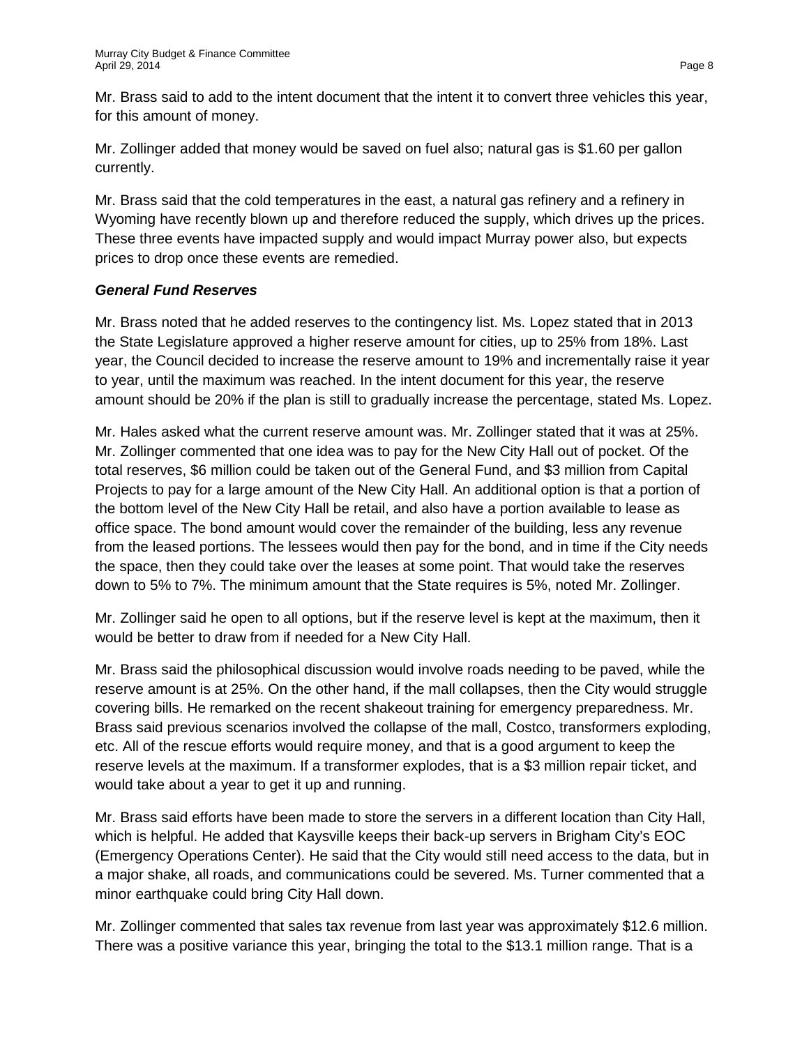Mr. Brass said to add to the intent document that the intent it to convert three vehicles this year, for this amount of money.

Mr. Zollinger added that money would be saved on fuel also; natural gas is $1.60 per gallon currently.

Mr. Brass said that the cold temperatures in the east, a natural gas refinery and a refinery in Wyoming have recently blown up and therefore reduced the supply, which drives up the prices. These three events have impacted supply and would impact Murray power also, but expects prices to drop once these events are remedied.

***General Fund Reserves***

Mr. Brass noted that he added reserves to the contingency list. Ms. Lopez stated that in 2013 the State Legislature approved a higher reserve amount for cities, up to 25% from 18%. Last year, the Council decided to increase the reserve amount to 19% and incrementally raise it year to year, until the maximum was reached. In the intent document for this year, the reserve amount should be 20% if the plan is still to gradually increase the percentage, stated Ms. Lopez.

Mr. Hales asked what the current reserve amount was. Mr. Zollinger stated that it was at 25%. Mr. Zollinger commented that one idea was to pay for the New City Hall out of pocket. Of the total reserves, $6 million could be taken out of the General Fund, and $3 million from Capital Projects to pay for a large amount of the New City Hall. An additional option is that a portion of the bottom level of the New City Hall be retail, and also have a portion available to lease as office space. The bond amount would cover the remainder of the building, less any revenue from the leased portions. The lessees would then pay for the bond, and in time if the City needs the space, then they could take over the leases at some point. That would take the reserves down to 5% to 7%. The minimum amount that the State requires is 5%, noted Mr. Zollinger.

Mr. Zollinger said he open to all options, but if the reserve level is kept at the maximum, then it would be better to draw from if needed for a New City Hall.

Mr. Brass said the philosophical discussion would involve roads needing to be paved, while the reserve amount is at 25%. On the other hand, if the mall collapses, then the City would struggle covering bills. He remarked on the recent shakeout training for emergency preparedness. Mr. Brass said previous scenarios involved the collapse of the mall, Costco, transformers exploding, etc. All of the rescue efforts would require money, and that is a good argument to keep the reserve levels at the maximum. If a transformer explodes, that is a $3 million repair ticket, and would take about a year to get it up and running.

Mr. Brass said efforts have been made to store the servers in a different location than City Hall, which is helpful. He added that Kaysville keeps their back-up servers in Brigham City's EOC (Emergency Operations Center). He said that the City would still need access to the data, but in a major shake, all roads, and communications could be severed. Ms. Turner commented that a minor earthquake could bring City Hall down.

Mr. Zollinger commented that sales tax revenue from last year was approximately $12.6 million. There was a positive variance this year, bringing the total to the $13.1 million range. That is a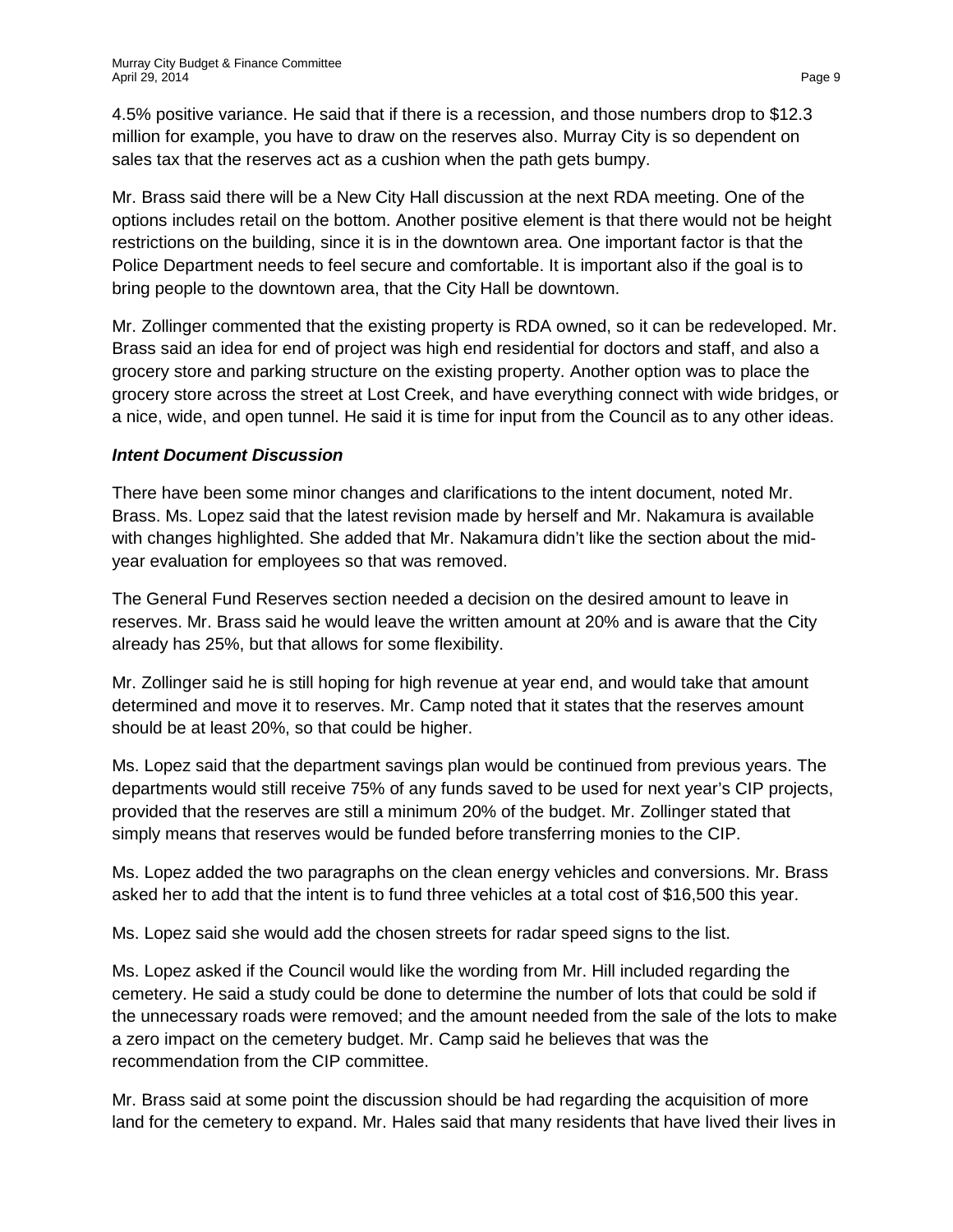4.5% positive variance. He said that if there is a recession, and those numbers drop to $12.3 million for example, you have to draw on the reserves also. Murray City is so dependent on sales tax that the reserves act as a cushion when the path gets bumpy.

Mr. Brass said there will be a New City Hall discussion at the next RDA meeting. One of the options includes retail on the bottom. Another positive element is that there would not be height restrictions on the building, since it is in the downtown area. One important factor is that the Police Department needs to feel secure and comfortable. It is important also if the goal is to bring people to the downtown area, that the City Hall be downtown.

Mr. Zollinger commented that the existing property is RDA owned, so it can be redeveloped. Mr. Brass said an idea for end of project was high end residential for doctors and staff, and also a grocery store and parking structure on the existing property. Another option was to place the grocery store across the street at Lost Creek, and have everything connect with wide bridges, or a nice, wide, and open tunnel. He said it is time for input from the Council as to any other ideas.

***Intent Document Discussion***

There have been some minor changes and clarifications to the intent document, noted Mr. Brass. Ms. Lopez said that the latest revision made by herself and Mr. Nakamura is available with changes highlighted. She added that Mr. Nakamura didn't like the section about the mid-year evaluation for employees so that was removed.

The General Fund Reserves section needed a decision on the desired amount to leave in reserves. Mr. Brass said he would leave the written amount at 20% and is aware that the City already has 25%, but that allows for some flexibility.

Mr. Zollinger said he is still hoping for high revenue at year end, and would take that amount determined and move it to reserves. Mr. Camp noted that it states that the reserves amount should be at least 20%, so that could be higher.

Ms. Lopez said that the department savings plan would be continued from previous years. The departments would still receive 75% of any funds saved to be used for next year's CIP projects, provided that the reserves are still a minimum 20% of the budget. Mr. Zollinger stated that simply means that reserves would be funded before transferring monies to the CIP.

Ms. Lopez added the two paragraphs on the clean energy vehicles and conversions. Mr. Brass asked her to add that the intent is to fund three vehicles at a total cost of $16,500 this year.

Ms. Lopez said she would add the chosen streets for radar speed signs to the list.

Ms. Lopez asked if the Council would like the wording from Mr. Hill included regarding the cemetery. He said a study could be done to determine the number of lots that could be sold if the unnecessary roads were removed; and the amount needed from the sale of the lots to make a zero impact on the cemetery budget. Mr. Camp said he believes that was the recommendation from the CIP committee.

Mr. Brass said at some point the discussion should be had regarding the acquisition of more land for the cemetery to expand. Mr. Hales said that many residents that have lived their lives in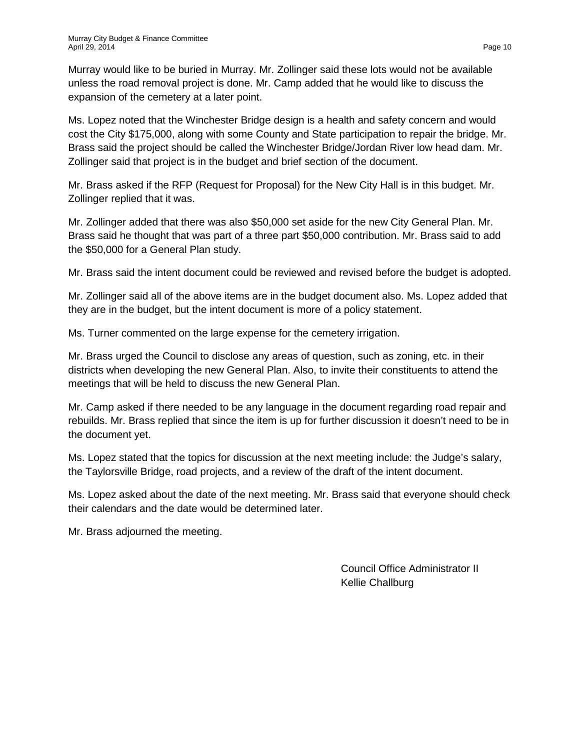Murray would like to be buried in Murray. Mr. Zollinger said these lots would not be available unless the road removal project is done. Mr. Camp added that he would like to discuss the expansion of the cemetery at a later point.

Ms. Lopez noted that the Winchester Bridge design is a health and safety concern and would cost the City $175,000, along with some County and State participation to repair the bridge. Mr. Brass said the project should be called the Winchester Bridge/Jordan River low head dam. Mr. Zollinger said that project is in the budget and brief section of the document.

Mr. Brass asked if the RFP (Request for Proposal) for the New City Hall is in this budget. Mr. Zollinger replied that it was.

Mr. Zollinger added that there was also $50,000 set aside for the new City General Plan. Mr. Brass said he thought that was part of a three part $50,000 contribution. Mr. Brass said to add the $50,000 for a General Plan study.

Mr. Brass said the intent document could be reviewed and revised before the budget is adopted.

Mr. Zollinger said all of the above items are in the budget document also. Ms. Lopez added that they are in the budget, but the intent document is more of a policy statement.

Ms. Turner commented on the large expense for the cemetery irrigation.

Mr. Brass urged the Council to disclose any areas of question, such as zoning, etc. in their districts when developing the new General Plan. Also, to invite their constituents to attend the meetings that will be held to discuss the new General Plan.

Mr. Camp asked if there needed to be any language in the document regarding road repair and rebuilds. Mr. Brass replied that since the item is up for further discussion it doesn't need to be in the document yet.

Ms. Lopez stated that the topics for discussion at the next meeting include: the Judge's salary, the Taylorsville Bridge, road projects, and a review of the draft of the intent document.

Ms. Lopez asked about the date of the next meeting. Mr. Brass said that everyone should check their calendars and the date would be determined later.

Mr. Brass adjourned the meeting.

Council Office Administrator II
Kellie Challburg